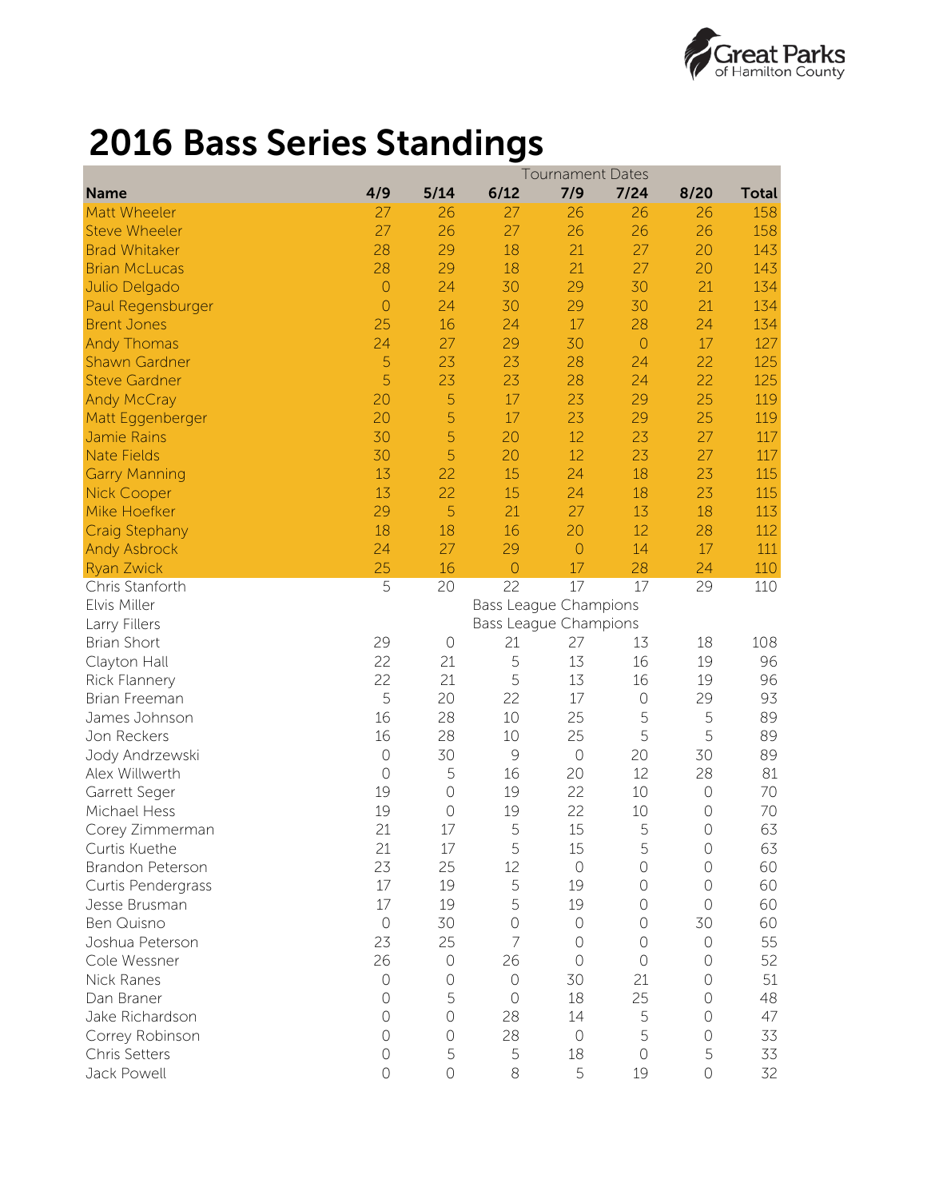# 2016 Bass Series Standings

| | Tournament Dates | | | | | | |
|---|---|---|---|---|---|---|---|
| **Name** | **4/9** | **5/14** | **6/12** | **7/9** | **7/24** | **8/20** | **Total** |
| Matt Wheeler | 27 | 26 | 27 | 26 | 26 | 26 | 158 |
| Steve Wheeler | 27 | 26 | 27 | 26 | 26 | 26 | 158 |
| Brad Whitaker | 28 | 29 | 18 | 21 | 27 | 20 | 143 |
| Brian McLucas | 28 | 29 | 18 | 21 | 27 | 20 | 143 |
| Julio Delgado | 0 | 24 | 30 | 29 | 30 | 21 | 134 |
| Paul Regensburger | 0 | 24 | 30 | 29 | 30 | 21 | 134 |
| Brent Jones | 25 | 16 | 24 | 17 | 28 | 24 | 134 |
| Andy Thomas | 24 | 27 | 29 | 30 | 0 | 17 | 127 |
| Shawn Gardner | 5 | 23 | 23 | 28 | 24 | 22 | 125 |
| Steve Gardner | 5 | 23 | 23 | 28 | 24 | 22 | 125 |
| Andy McCray | 20 | 5 | 17 | 23 | 29 | 25 | 119 |
| Matt Eggenberger | 20 | 5 | 17 | 23 | 29 | 25 | 119 |
| Jamie Rains | 30 | 5 | 20 | 12 | 23 | 27 | 117 |
| Nate Fields | 30 | 5 | 20 | 12 | 23 | 27 | 117 |
| Garry Manning | 13 | 22 | 15 | 24 | 18 | 23 | 115 |
| Nick Cooper | 13 | 22 | 15 | 24 | 18 | 23 | 115 |
| Mike Hoefker | 29 | 5 | 21 | 27 | 13 | 18 | 113 |
| Craig Stephany | 18 | 18 | 16 | 20 | 12 | 28 | 112 |
| Andy Asbrock | 24 | 27 | 29 | 0 | 14 | 17 | 111 |
| Ryan Zwick | 25 | 16 | 0 | 17 | 28 | 24 | 110 |
| Chris Stanforth | 5 | 20 | 22 | 17 | 17 | 29 | 110 |
| Elvis Miller | | | Bass League Champions | | | | |
| Larry Fillers | | | Bass League Champions | | | | |
| Brian Short | 29 | 0 | 21 | 27 | 13 | 18 | 108 |
| Clayton Hall | 22 | 21 | 5 | 13 | 16 | 19 | 96 |
| Rick Flannery | 22 | 21 | 5 | 13 | 16 | 19 | 96 |
| Brian Freeman | 5 | 20 | 22 | 17 | 0 | 29 | 93 |
| James Johnson | 16 | 28 | 10 | 25 | 5 | 5 | 89 |
| Jon Reckers | 16 | 28 | 10 | 25 | 5 | 5 | 89 |
| Jody Andrzewski | 0 | 30 | 9 | 0 | 20 | 30 | 89 |
| Alex Willwerth | 0 | 5 | 16 | 20 | 12 | 28 | 81 |
| Garrett Seger | 19 | 0 | 19 | 22 | 10 | 0 | 70 |
| Michael Hess | 19 | 0 | 19 | 22 | 10 | 0 | 70 |
| Corey Zimmerman | 21 | 17 | 5 | 15 | 5 | 0 | 63 |
| Curtis Kuethe | 21 | 17 | 5 | 15 | 5 | 0 | 63 |
| Brandon Peterson | 23 | 25 | 12 | 0 | 0 | 0 | 60 |
| Curtis Pendergrass | 17 | 19 | 5 | 19 | 0 | 0 | 60 |
| Jesse Brusman | 17 | 19 | 5 | 19 | 0 | 0 | 60 |
| Ben Quisno | 0 | 30 | 0 | 0 | 0 | 30 | 60 |
| Joshua Peterson | 23 | 25 | 7 | 0 | 0 | 0 | 55 |
| Cole Wessner | 26 | 0 | 26 | 0 | 0 | 0 | 52 |
| Nick Ranes | 0 | 0 | 0 | 30 | 21 | 0 | 51 |
| Dan Braner | 0 | 5 | 0 | 18 | 25 | 0 | 48 |
| Jake Richardson | 0 | 0 | 28 | 14 | 5 | 0 | 47 |
| Correy Robinson | 0 | 0 | 28 | 0 | 5 | 0 | 33 |
| Chris Setters | 0 | 5 | 5 | 18 | 0 | 5 | 33 |
| Jack Powell | 0 | 0 | 8 | 5 | 19 | 0 | 32 |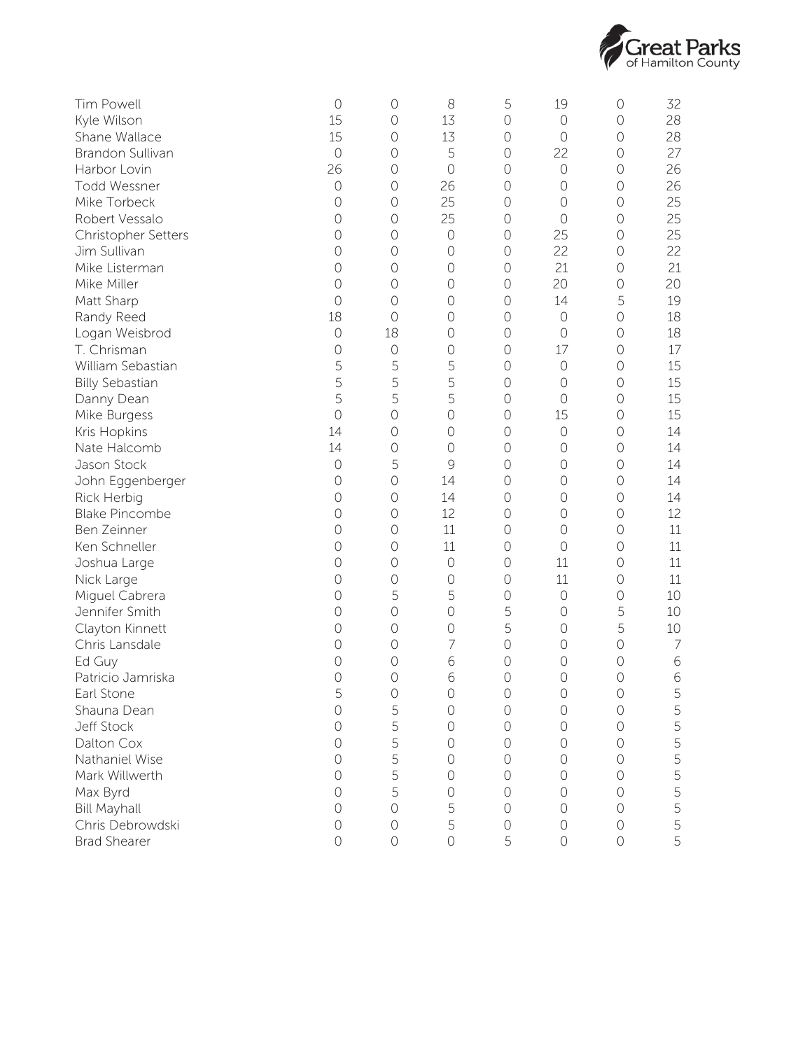| | | | | | | | |
|---|---|---|---|---|---|---|---|
| Tim Powell | 0 | 0 | 8 | 5 | 19 | 0 | 32 |
| Kyle Wilson | 15 | 0 | 13 | 0 | 0 | 0 | 28 |
| Shane Wallace | 15 | 0 | 13 | 0 | 0 | 0 | 28 |
| Brandon Sullivan | 0 | 0 | 5 | 0 | 22 | 0 | 27 |
| Harbor Lovin | 26 | 0 | 0 | 0 | 0 | 0 | 26 |
| Todd Wessner | 0 | 0 | 26 | 0 | 0 | 0 | 26 |
| Mike Torbeck | 0 | 0 | 25 | 0 | 0 | 0 | 25 |
| Robert Vessalo | 0 | 0 | 25 | 0 | 0 | 0 | 25 |
| Christopher Setters | 0 | 0 | 0 | 0 | 25 | 0 | 25 |
| Jim Sullivan | 0 | 0 | 0 | 0 | 22 | 0 | 22 |
| Mike Listerman | 0 | 0 | 0 | 0 | 21 | 0 | 21 |
| Mike Miller | 0 | 0 | 0 | 0 | 20 | 0 | 20 |
| Matt Sharp | 0 | 0 | 0 | 0 | 14 | 5 | 19 |
| Randy Reed | 18 | 0 | 0 | 0 | 0 | 0 | 18 |
| Logan Weisbrod | 0 | 18 | 0 | 0 | 0 | 0 | 18 |
| T. Chrisman | 0 | 0 | 0 | 0 | 17 | 0 | 17 |
| William Sebastian | 5 | 5 | 5 | 0 | 0 | 0 | 15 |
| Billy Sebastian | 5 | 5 | 5 | 0 | 0 | 0 | 15 |
| Danny Dean | 5 | 5 | 5 | 0 | 0 | 0 | 15 |
| Mike Burgess | 0 | 0 | 0 | 0 | 15 | 0 | 15 |
| Kris Hopkins | 14 | 0 | 0 | 0 | 0 | 0 | 14 |
| Nate Halcomb | 14 | 0 | 0 | 0 | 0 | 0 | 14 |
| Jason Stock | 0 | 5 | 9 | 0 | 0 | 0 | 14 |
| John Eggenberger | 0 | 0 | 14 | 0 | 0 | 0 | 14 |
| Rick Herbig | 0 | 0 | 14 | 0 | 0 | 0 | 14 |
| Blake Pincombe | 0 | 0 | 12 | 0 | 0 | 0 | 12 |
| Ben Zeinner | 0 | 0 | 11 | 0 | 0 | 0 | 11 |
| Ken Schneller | 0 | 0 | 11 | 0 | 0 | 0 | 11 |
| Joshua Large | 0 | 0 | 0 | 0 | 11 | 0 | 11 |
| Nick Large | 0 | 0 | 0 | 0 | 11 | 0 | 11 |
| Miguel Cabrera | 0 | 5 | 5 | 0 | 0 | 0 | 10 |
| Jennifer Smith | 0 | 0 | 0 | 5 | 0 | 5 | 10 |
| Clayton Kinnett | 0 | 0 | 0 | 5 | 0 | 5 | 10 |
| Chris Lansdale | 0 | 0 | 7 | 0 | 0 | 0 | 7 |
| Ed Guy | 0 | 0 | 6 | 0 | 0 | 0 | 6 |
| Patricio Jamriska | 0 | 0 | 6 | 0 | 0 | 0 | 6 |
| Earl Stone | 5 | 0 | 0 | 0 | 0 | 0 | 5 |
| Shauna Dean | 0 | 5 | 0 | 0 | 0 | 0 | 5 |
| Jeff Stock | 0 | 5 | 0 | 0 | 0 | 0 | 5 |
| Dalton Cox | 0 | 5 | 0 | 0 | 0 | 0 | 5 |
| Nathaniel Wise | 0 | 5 | 0 | 0 | 0 | 0 | 5 |
| Mark Willwerth | 0 | 5 | 0 | 0 | 0 | 0 | 5 |
| Max Byrd | 0 | 5 | 0 | 0 | 0 | 0 | 5 |
| Bill Mayhall | 0 | 0 | 5 | 0 | 0 | 0 | 5 |
| Chris Debrowdski | 0 | 0 | 5 | 0 | 0 | 0 | 5 |
| Brad Shearer | 0 | 0 | 0 | 5 | 0 | 0 | 5 |